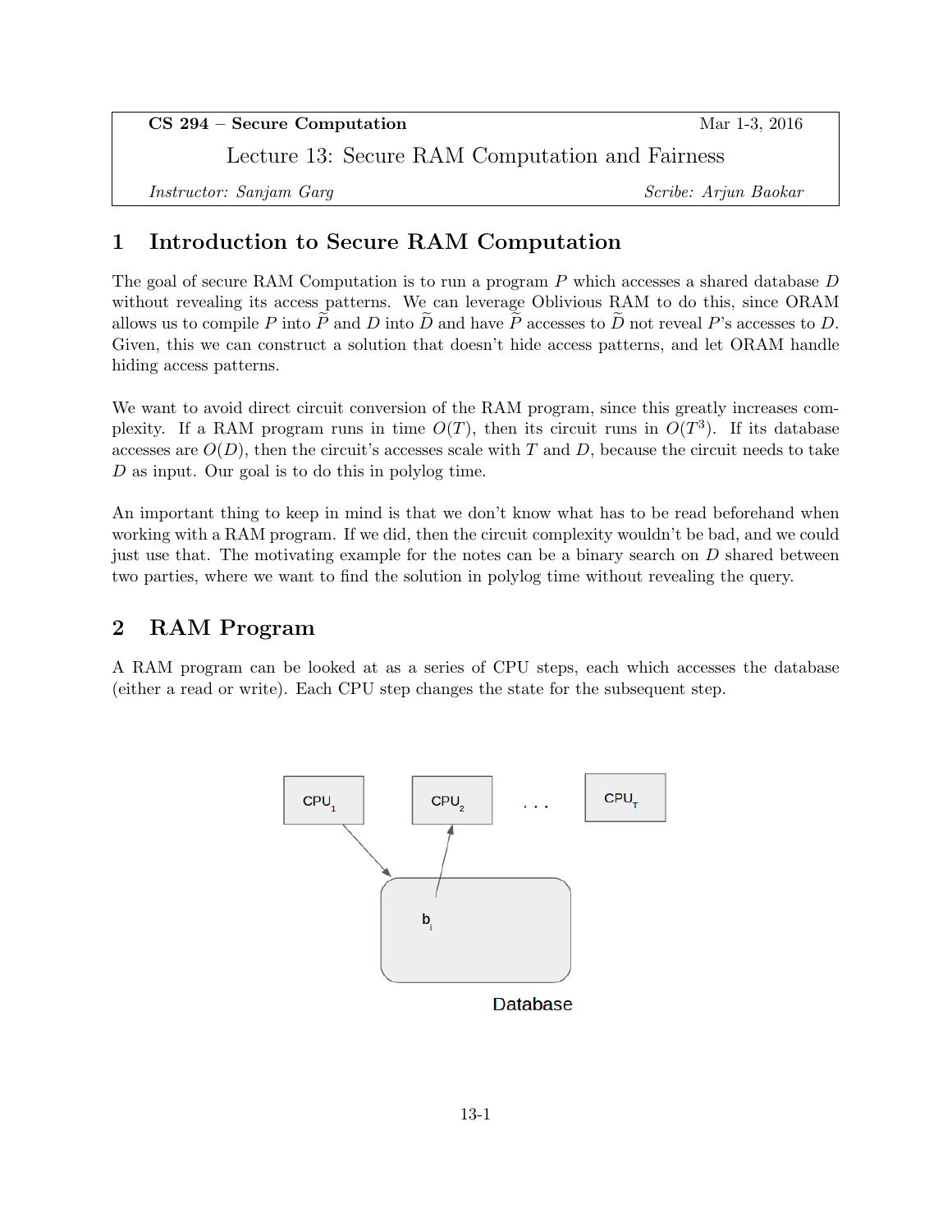**CS 294 – Secure Computation** Mar 1-3, 2016

Lecture 13: Secure RAM Computation and Fairness

*Instructor: Sanjam Garg* *Scribe: Arjun Baokar*

# 1 Introduction to Secure RAM Computation

The goal of secure RAM Computation is to run a program $P$ which accesses a shared database $D$ without revealing its access patterns. We can leverage Oblivious RAM to do this, since ORAM allows us to compile $P$ into $\widetilde{P}$ and $D$ into $\widetilde{D}$ and have $\widetilde{P}$ accesses to $\widetilde{D}$ not reveal $P$'s accesses to $D$. Given, this we can construct a solution that doesn't hide access patterns, and let ORAM handle hiding access patterns.

We want to avoid direct circuit conversion of the RAM program, since this greatly increases complexity. If a RAM program runs in time $O(T)$, then its circuit runs in $O(T^3)$. If its database accesses are $O(D)$, then the circuit's accesses scale with $T$ and $D$, because the circuit needs to take $D$ as input. Our goal is to do this in polylog time.

An important thing to keep in mind is that we don't know what has to be read beforehand when working with a RAM program. If we did, then the circuit complexity wouldn't be bad, and we could just use that. The motivating example for the notes can be a binary search on $D$ shared between two parties, where we want to find the solution in polylog time without revealing the query.

# 2 RAM Program

A RAM program can be looked at as a series of CPU steps, each which accesses the database (either a read or write). Each CPU step changes the state for the subsequent step.

$\text{CPU}_1$ $\quad$ $\text{CPU}_2$ $\quad \cdots \quad$ $\text{CPU}_T$

$b_i$

Database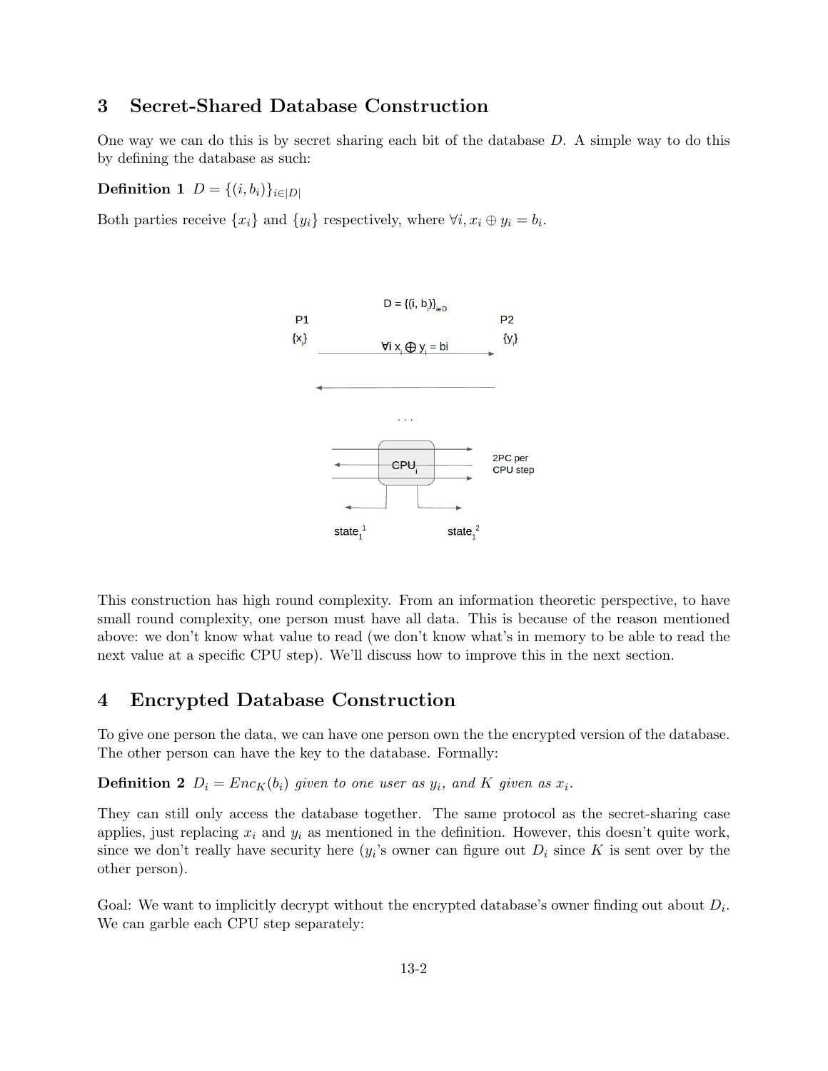## 3 Secret-Shared Database Construction

One way we can do this is by secret sharing each bit of the database $D$. A simple way to do this by defining the database as such:

**Definition 1** $D = \{(i, b_i)\}_{i \in |D|}$

Both parties receive $\{x_i\}$ and $\{y_i\}$ respectively, where $\forall i, x_i \oplus y_i = b_i$.

This construction has high round complexity. From an information theoretic perspective, to have small round complexity, one person must have all data. This is because of the reason mentioned above: we don't know what value to read (we don't know what's in memory to be able to read the next value at a specific CPU step). We'll discuss how to improve this in the next section.

## 4 Encrypted Database Construction

To give one person the data, we can have one person own the the encrypted version of the database. The other person can have the key to the database. Formally:

**Definition 2** *$D_i = Enc_K(b_i)$ given to one user as $y_i$, and $K$ given as $x_i$.*

They can still only access the database together. The same protocol as the secret-sharing case applies, just replacing $x_i$ and $y_i$ as mentioned in the definition. However, this doesn't quite work, since we don't really have security here ($y_i$'s owner can figure out $D_i$ since $K$ is sent over by the other person).

Goal: We want to implicitly decrypt without the encrypted database's owner finding out about $D_i$. We can garble each CPU step separately: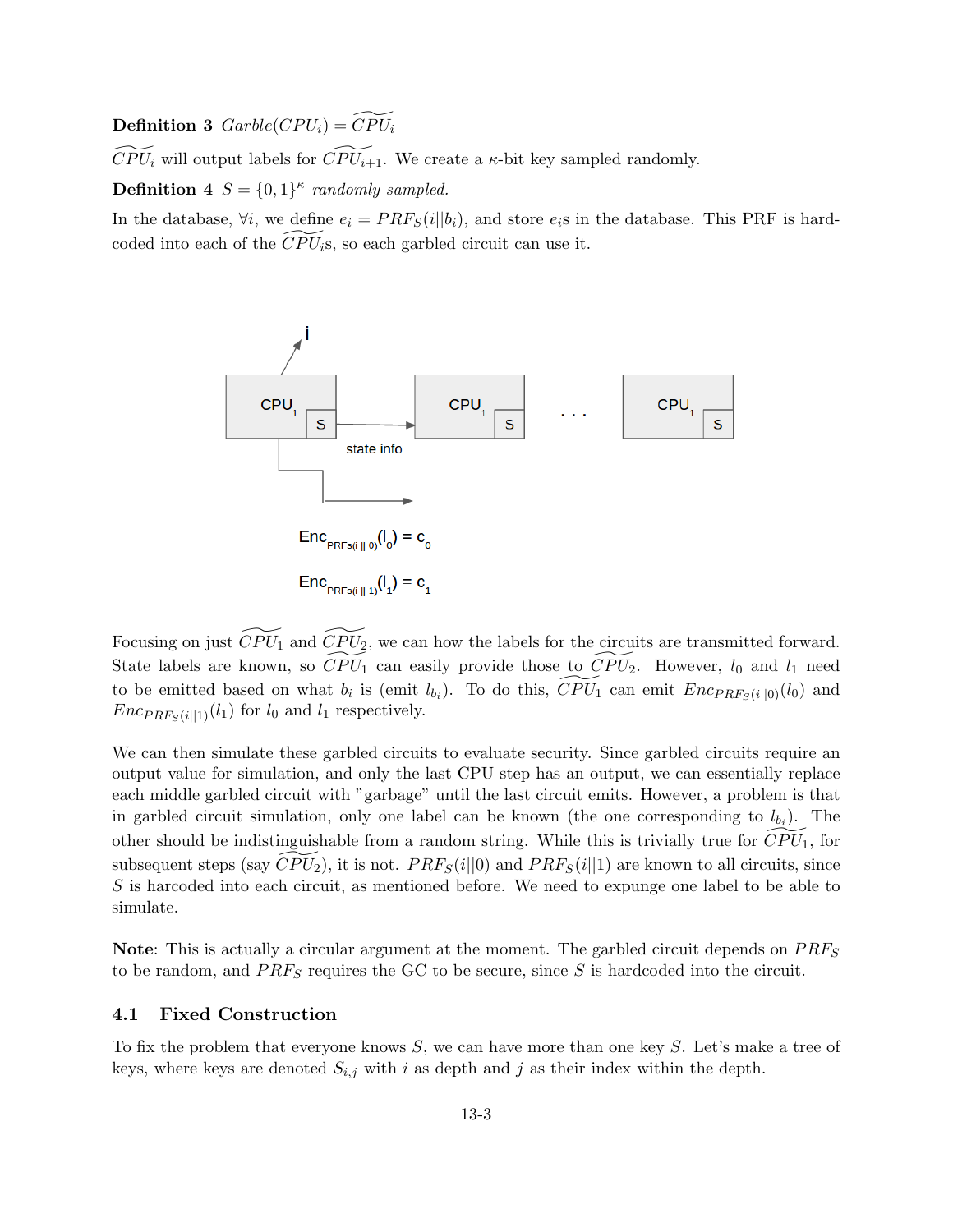**Definition 3** *$Garble(CPU_i) = \widetilde{CPU_i}$*

$\widetilde{CPU_i}$ will output labels for $\widetilde{CPU_{i+1}}$. We create a $\kappa$-bit key sampled randomly.

**Definition 4** *$S = \{0,1\}^\kappa$ randomly sampled.*

In the database, $\forall i$, we define $e_i = PRF_S(i||b_i)$, and store $e_i$s in the database. This PRF is hard-coded into each of the $\widetilde{CPU_i}$s, so each garbled circuit can use it.

Focusing on just $\widetilde{CPU_1}$ and $\widetilde{CPU_2}$, we can how the labels for the circuits are transmitted forward. State labels are known, so $\widetilde{CPU_1}$ can easily provide those to $\widetilde{CPU_2}$. However, $l_0$ and $l_1$ need to be emitted based on what $b_i$ is (emit $l_{b_i}$). To do this, $\widetilde{CPU_1}$ can emit $Enc_{PRF_S(i||0)}(l_0)$ and $Enc_{PRF_S(i||1)}(l_1)$ for $l_0$ and $l_1$ respectively.

We can then simulate these garbled circuits to evaluate security. Since garbled circuits require an output value for simulation, and only the last CPU step has an output, we can essentially replace each middle garbled circuit with "garbage" until the last circuit emits. However, a problem is that in garbled circuit simulation, only one label can be known (the one corresponding to $l_{b_i}$). The other should be indistinguishable from a random string. While this is trivially true for $\widetilde{CPU_1}$, for subsequent steps (say $\widetilde{CPU_2}$), it is not. $PRF_S(i||0)$ and $PRF_S(i||1)$ are known to all circuits, since $S$ is harcoded into each circuit, as mentioned before. We need to expunge one label to be able to simulate.

**Note**: This is actually a circular argument at the moment. The garbled circuit depends on $PRF_S$ to be random, and $PRF_S$ requires the GC to be secure, since $S$ is hardcoded into the circuit.

### 4.1 Fixed Construction

To fix the problem that everyone knows $S$, we can have more than one key $S$. Let's make a tree of keys, where keys are denoted $S_{i,j}$ with $i$ as depth and $j$ as their index within the depth.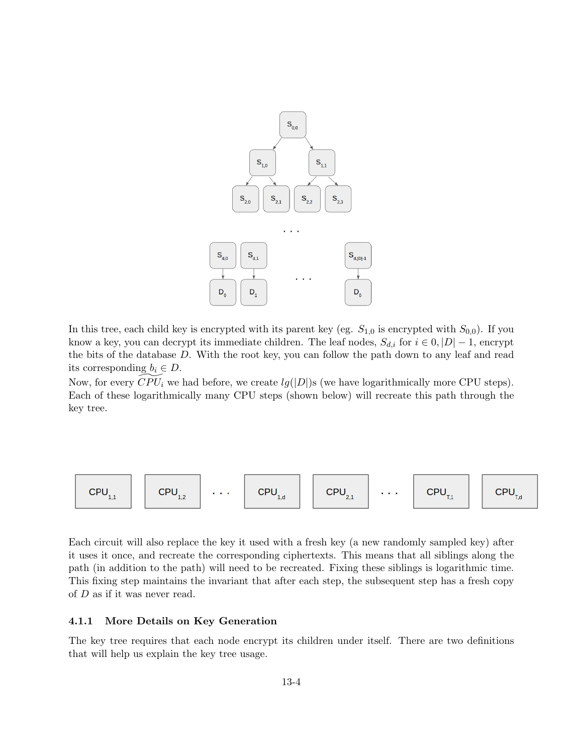In this tree, each child key is encrypted with its parent key (eg. $S_{1,0}$ is encrypted with $S_{0,0}$). If you know a key, you can decrypt its immediate children. The leaf nodes, $S_{d,i}$ for $i \in 0, |D| - 1$, encrypt the bits of the database $D$. With the root key, you can follow the path down to any leaf and read its corresponding $b_i \in D$.

Now, for every $\widetilde{CPU}_i$ we had before, we create $lg(|D|)$s (we have logarithmically more CPU steps). Each of these logarithmically many CPU steps (shown below) will recreate this path through the key tree.

Each circuit will also replace the key it used with a fresh key (a new randomly sampled key) after it uses it once, and recreate the corresponding ciphertexts. This means that all siblings along the path (in addition to the path) will need to be recreated. Fixing these siblings is logarithmic time. This fixing step maintains the invariant that after each step, the subsequent step has a fresh copy of $D$ as if it was never read.

### 4.1.1 More Details on Key Generation

The key tree requires that each node encrypt its children under itself. There are two definitions that will help us explain the key tree usage.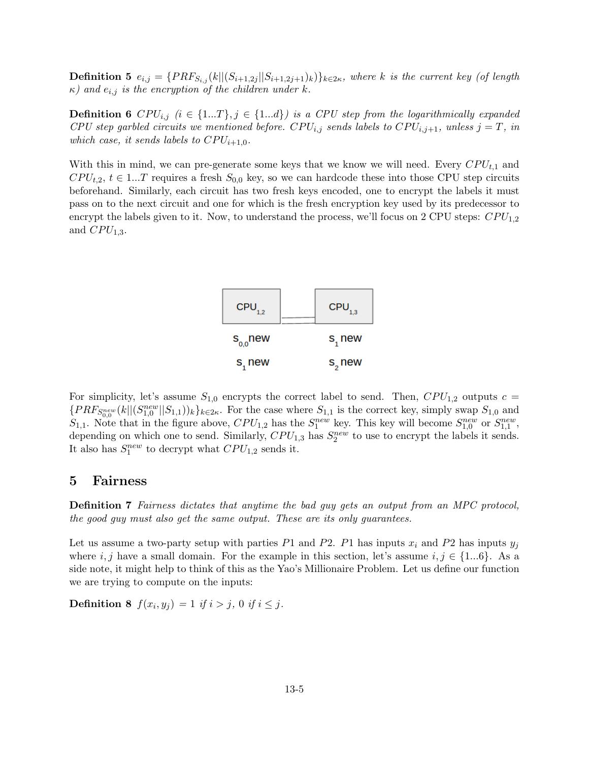**Definition 5** *$e_{i,j} = \{PRF_{S_{i,j}}(k||(S_{i+1,2j}||S_{i+1,2j+1})_k)\}_{k \in 2\kappa}$, where $k$ is the current key (of length $\kappa$) and $e_{i,j}$ is the encryption of the children under $k$.*

**Definition 6** *$CPU_{i,j}$ ($i \in \{1...T\}, j \in \{1...d\}$) is a CPU step from the logarithmically expanded CPU step garbled circuits we mentioned before. $CPU_{i,j}$ sends labels to $CPU_{i,j+1}$, unless $j = T$, in which case, it sends labels to $CPU_{i+1,0}$.*

With this in mind, we can pre-generate some keys that we know we will need. Every $CPU_{t,1}$ and $CPU_{t,2}$, $t \in 1...T$ requires a fresh $S_{0,0}$ key, so we can hardcode these into those CPU step circuits beforehand. Similarly, each circuit has two fresh keys encoded, one to encrypt the labels it must pass on to the next circuit and one for which is the fresh encryption key used by its predecessor to encrypt the labels given to it. Now, to understand the process, we'll focus on 2 CPU steps: $CPU_{1,2}$ and $CPU_{1,3}$.

| $CPU_{1,2}$ | $CPU_{1,3}$ |
| --- | --- |
| $s_{0,0}$new | $s_1$ new |
| $s_1$ new | $s_2$ new |

For simplicity, let's assume $S_{1,0}$ encrypts the correct label to send. Then, $CPU_{1,2}$ outputs $c = \{PRF_{S_{0,0}^{new}}(k||(S_{1,0}^{new}||S_{1,1}))_k\}_{k \in 2\kappa}$. For the case where $S_{1,1}$ is the correct key, simply swap $S_{1,0}$ and $S_{1,1}$. Note that in the figure above, $CPU_{1,2}$ has the $S_1^{new}$ key. This key will become $S_{1,0}^{new}$ or $S_{1,1}^{new}$, depending on which one to send. Similarly, $CPU_{1,3}$ has $S_2^{new}$ to use to encrypt the labels it sends. It also has $S_1^{new}$ to decrypt what $CPU_{1,2}$ sends it.

## 5 Fairness

**Definition 7** *Fairness dictates that anytime the bad guy gets an output from an MPC protocol, the good guy must also get the same output. These are its only guarantees.*

Let us assume a two-party setup with parties $P1$ and $P2$. $P1$ has inputs $x_i$ and $P2$ has inputs $y_j$ where $i, j$ have a small domain. For the example in this section, let's assume $i, j \in \{1...6\}$. As a side note, it might help to think of this as the Yao's Millionaire Problem. Let us define our function we are trying to compute on the inputs:

**Definition 8** *$f(x_i, y_j) = 1$ if $i > j$, $0$ if $i \leq j$.*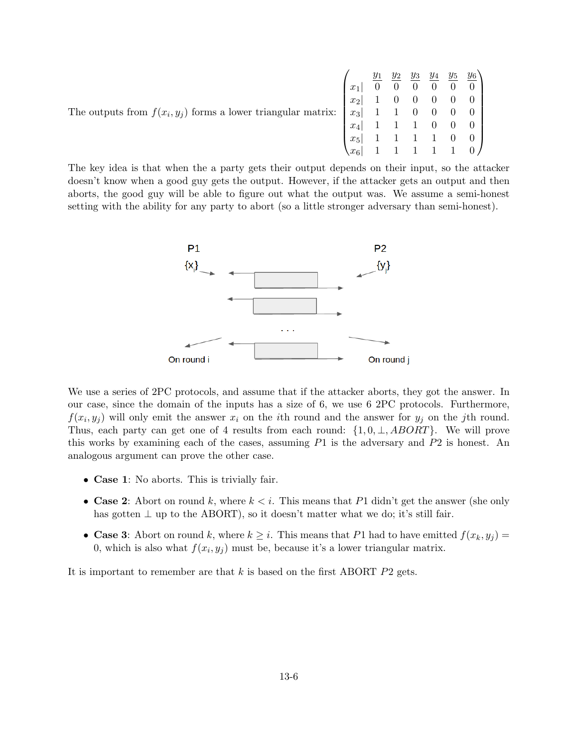The outputs from $f(x_i, y_j)$ forms a lower triangular matrix:

$$\begin{pmatrix} & y_1 & y_2 & y_3 & y_4 & y_5 & y_6 \\ x_1| & 0 & 0 & 0 & 0 & 0 & 0 \\ x_2| & 1 & 0 & 0 & 0 & 0 & 0 \\ x_3| & 1 & 1 & 0 & 0 & 0 & 0 \\ x_4| & 1 & 1 & 1 & 0 & 0 & 0 \\ x_5| & 1 & 1 & 1 & 1 & 0 & 0 \\ x_6| & 1 & 1 & 1 & 1 & 1 & 0 \end{pmatrix}$$

The key idea is that when the a party gets their output depends on their input, so the attacker doesn't know when a good guy gets the output. However, if the attacker gets an output and then aborts, the good guy will be able to figure out what the output was. We assume a semi-honest setting with the ability for any party to abort (so a little stronger adversary than semi-honest).

P1

{x_i}

P2

{y_j}

. . .

On round i

On round j

We use a series of 2PC protocols, and assume that if the attacker aborts, they got the answer. In our case, since the domain of the inputs has a size of 6, we use 6 2PC protocols. Furthermore, $f(x_i, y_j)$ will only emit the answer $x_i$ on the $i$th round and the answer for $y_j$ on the $j$th round. Thus, each party can get one of 4 results from each round: $\{1, 0, \perp, ABORT\}$. We will prove this works by examining each of the cases, assuming $P1$ is the adversary and $P2$ is honest. An analogous argument can prove the other case.

- **Case 1**: No aborts. This is trivially fair.
- **Case 2**: Abort on round $k$, where $k < i$. This means that $P1$ didn't get the answer (she only has gotten $\perp$ up to the ABORT), so it doesn't matter what we do; it's still fair.
- **Case 3**: Abort on round $k$, where $k \geq i$. This means that $P1$ had to have emitted $f(x_k, y_j) = 0$, which is also what $f(x_i, y_j)$ must be, because it's a lower triangular matrix.

It is important to remember are that $k$ is based on the first ABORT $P2$ gets.